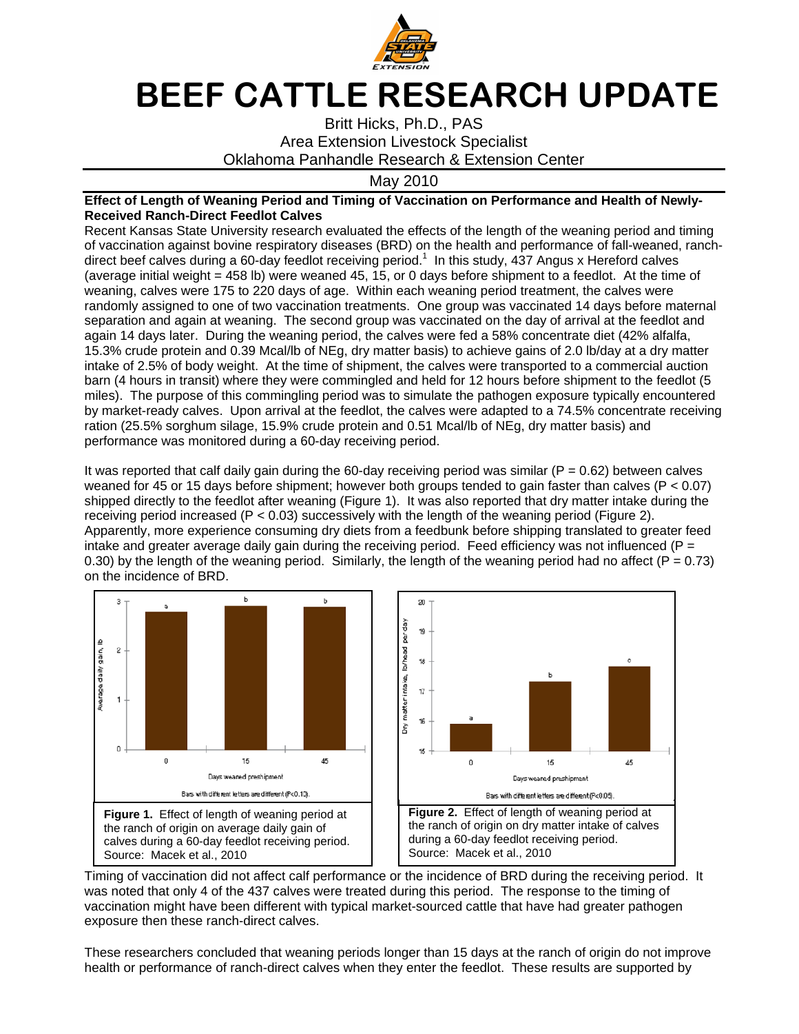# BEEF CATTLE RESEARCH UPDATE

Britt Hicks, Ph.D., PAS
Area Extension Livestock Specialist
Oklahoma Panhandle Research & Extension Center

May 2010

**Effect of Length of Weaning Period and Timing of Vaccination on Performance and Health of Newly-Received Ranch-Direct Feedlot Calves**

Recent Kansas State University research evaluated the effects of the length of the weaning period and timing of vaccination against bovine respiratory diseases (BRD) on the health and performance of fall-weaned, ranch-direct beef calves during a 60-day feedlot receiving period.[1] In this study, 437 Angus x Hereford calves (average initial weight = 458 lb) were weaned 45, 15, or 0 days before shipment to a feedlot. At the time of weaning, calves were 175 to 220 days of age. Within each weaning period treatment, the calves were randomly assigned to one of two vaccination treatments. One group was vaccinated 14 days before maternal separation and again at weaning. The second group was vaccinated on the day of arrival at the feedlot and again 14 days later. During the weaning period, the calves were fed a 58% concentrate diet (42% alfalfa, 15.3% crude protein and 0.39 Mcal/lb of NEg, dry matter basis) to achieve gains of 2.0 lb/day at a dry matter intake of 2.5% of body weight. At the time of shipment, the calves were transported to a commercial auction barn (4 hours in transit) where they were commingled and held for 12 hours before shipment to the feedlot (5 miles). The purpose of this commingling period was to simulate the pathogen exposure typically encountered by market-ready calves. Upon arrival at the feedlot, the calves were adapted to a 74.5% concentrate receiving ration (25.5% sorghum silage, 15.9% crude protein and 0.51 Mcal/lb of NEg, dry matter basis) and performance was monitored during a 60-day receiving period.

It was reported that calf daily gain during the 60-day receiving period was similar ($P = 0.62$) between calves weaned for 45 or 15 days before shipment; however both groups tended to gain faster than calves ($P < 0.07$) shipped directly to the feedlot after weaning (Figure 1). It was also reported that dry matter intake during the receiving period increased ($P < 0.03$) successively with the length of the weaning period (Figure 2). Apparently, more experience consuming dry diets from a feedbunk before shipping translated to greater feed intake and greater average daily gain during the receiving period. Feed efficiency was not influenced ($P = 0.30$) by the length of the weaning period. Similarly, the length of the weaning period had no affect ($P = 0.73$) on the incidence of BRD.

**Figure 1.** Effect of length of weaning period at the ranch of origin on average daily gain of calves during a 60-day feedlot receiving period. Source: Macek et al., 2010

**Figure 2.** Effect of length of weaning period at the ranch of origin on dry matter intake of calves during a 60-day feedlot receiving period. Source: Macek et al., 2010

Timing of vaccination did not affect calf performance or the incidence of BRD during the receiving period. It was noted that only 4 of the 437 calves were treated during this period. The response to the timing of vaccination might have been different with typical market-sourced cattle that have had greater pathogen exposure then these ranch-direct calves.

These researchers concluded that weaning periods longer than 15 days at the ranch of origin do not improve health or performance of ranch-direct calves when they enter the feedlot. These results are supported by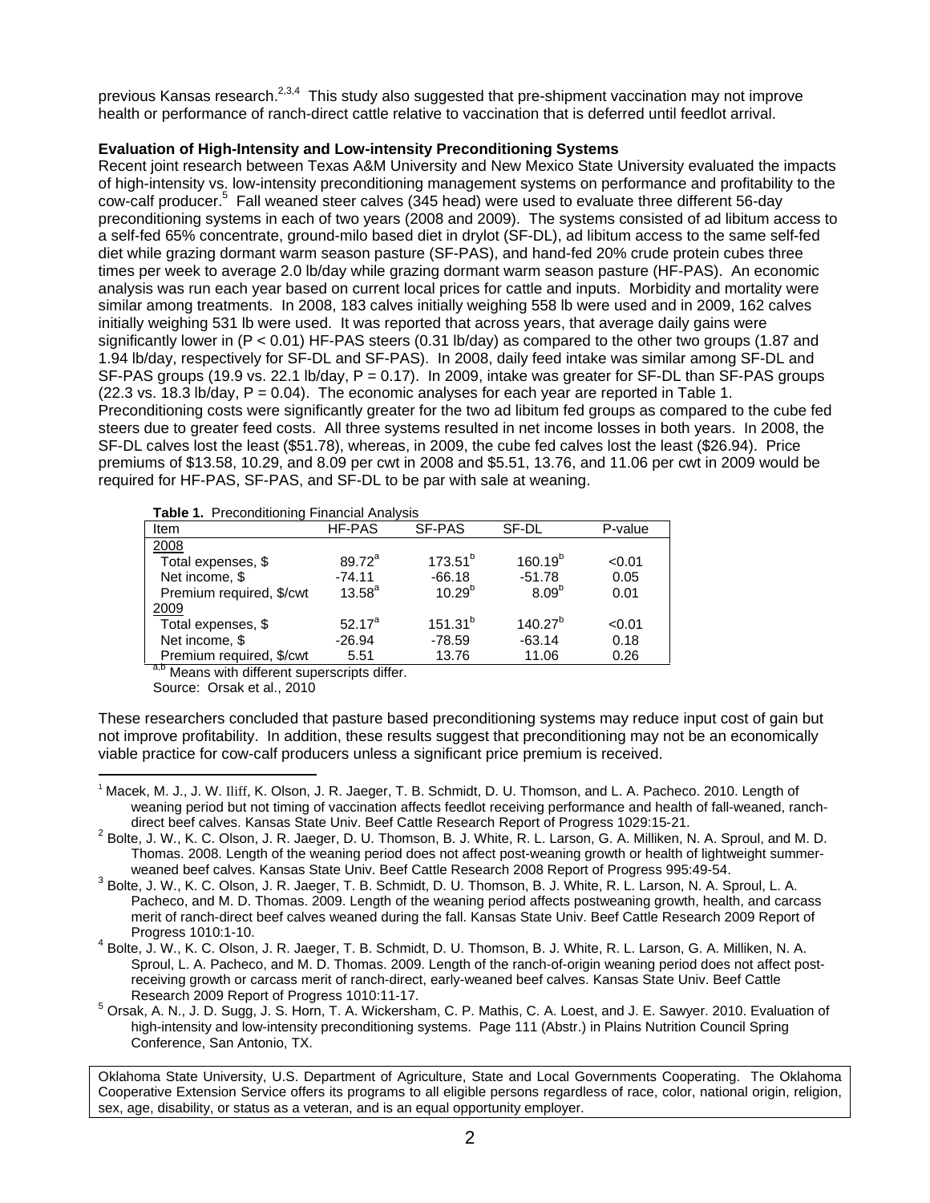previous Kansas research.[2,3,4] This study also suggested that pre-shipment vaccination may not improve health or performance of ranch-direct cattle relative to vaccination that is deferred until feedlot arrival.

**Evaluation of High-Intensity and Low-intensity Preconditioning Systems**

Recent joint research between Texas A&M University and New Mexico State University evaluated the impacts of high-intensity vs. low-intensity preconditioning management systems on performance and profitability to the cow-calf producer.[5] Fall weaned steer calves (345 head) were used to evaluate three different 56-day preconditioning systems in each of two years (2008 and 2009). The systems consisted of ad libitum access to a self-fed 65% concentrate, ground-milo based diet in drylot (SF-DL), ad libitum access to the same self-fed diet while grazing dormant warm season pasture (SF-PAS), and hand-fed 20% crude protein cubes three times per week to average 2.0 lb/day while grazing dormant warm season pasture (HF-PAS). An economic analysis was run each year based on current local prices for cattle and inputs. Morbidity and mortality were similar among treatments. In 2008, 183 calves initially weighing 558 lb were used and in 2009, 162 calves initially weighing 531 lb were used. It was reported that across years, that average daily gains were significantly lower in ($P < 0.01$) HF-PAS steers (0.31 lb/day) as compared to the other two groups (1.87 and 1.94 lb/day, respectively for SF-DL and SF-PAS). In 2008, daily feed intake was similar among SF-DL and SF-PAS groups (19.9 vs. 22.1 lb/day, $P = 0.17$). In 2009, intake was greater for SF-DL than SF-PAS groups (22.3 vs. 18.3 lb/day, $P = 0.04$). The economic analyses for each year are reported in Table 1. Preconditioning costs were significantly greater for the two ad libitum fed groups as compared to the cube fed steers due to greater feed costs. All three systems resulted in net income losses in both years. In 2008, the SF-DL calves lost the least ($51.78), whereas, in 2009, the cube fed calves lost the least ($26.94). Price premiums of $13.58, 10.29, and 8.09 per cwt in 2008 and $5.51, 13.76, and 11.06 per cwt in 2009 would be required for HF-PAS, SF-PAS, and SF-DL to be par with sale at weaning.

**Table 1.** Preconditioning Financial Analysis

| Item | HF-PAS | SF-PAS | SF-DL | P-value |
|---|---|---|---|---|
| 2008 | | | | |
| Total expenses, $ | 89.72[a] | 173.51[b] | 160.19[b] | <0.01 |
| Net income, $ | -74.11 | -66.18 | -51.78 | 0.05 |
| Premium required, $/cwt | 13.58[a] | 10.29[b] | 8.09[b] | 0.01 |
| 2009 | | | | |
| Total expenses, $ | 52.17[a] | 151.31[b] | 140.27[b] | <0.01 |
| Net income, $ | -26.94 | -78.59 | -63.14 | 0.18 |
| Premium required, $/cwt | 5.51 | 13.76 | 11.06 | 0.26 |

[a,b] Means with different superscripts differ.

Source: Orsak et al., 2010

These researchers concluded that pasture based preconditioning systems may reduce input cost of gain but not improve profitability. In addition, these results suggest that preconditioning may not be an economically viable practice for cow-calf producers unless a significant price premium is received.

[1] Macek, M. J., J. W. Iliff, K. Olson, J. R. Jaeger, T. B. Schmidt, D. U. Thomson, and L. A. Pacheco. 2010. Length of weaning period but not timing of vaccination affects feedlot receiving performance and health of fall-weaned, ranch-direct beef calves. Kansas State Univ. Beef Cattle Research Report of Progress 1029:15-21.

[2] Bolte, J. W., K. C. Olson, J. R. Jaeger, D. U. Thomson, B. J. White, R. L. Larson, G. A. Milliken, N. A. Sproul, and M. D. Thomas. 2008. Length of the weaning period does not affect post-weaning growth or health of lightweight summer-weaned beef calves. Kansas State Univ. Beef Cattle Research 2008 Report of Progress 995:49-54.

[3] Bolte, J. W., K. C. Olson, J. R. Jaeger, T. B. Schmidt, D. U. Thomson, B. J. White, R. L. Larson, N. A. Sproul, L. A. Pacheco, and M. D. Thomas. 2009. Length of the weaning period affects postweaning growth, health, and carcass merit of ranch-direct beef calves weaned during the fall. Kansas State Univ. Beef Cattle Research 2009 Report of Progress 1010:1-10.

[4] Bolte, J. W., K. C. Olson, J. R. Jaeger, T. B. Schmidt, D. U. Thomson, B. J. White, R. L. Larson, G. A. Milliken, N. A. Sproul, L. A. Pacheco, and M. D. Thomas. 2009. Length of the ranch-of-origin weaning period does not affect post-receiving growth or carcass merit of ranch-direct, early-weaned beef calves. Kansas State Univ. Beef Cattle Research 2009 Report of Progress 1010:11-17.

[5] Orsak, A. N., J. D. Sugg, J. S. Horn, T. A. Wickersham, C. P. Mathis, C. A. Loest, and J. E. Sawyer. 2010. Evaluation of high-intensity and low-intensity preconditioning systems. Page 111 (Abstr.) in Plains Nutrition Council Spring Conference, San Antonio, TX.

Oklahoma State University, U.S. Department of Agriculture, State and Local Governments Cooperating. The Oklahoma Cooperative Extension Service offers its programs to all eligible persons regardless of race, color, national origin, religion, sex, age, disability, or status as a veteran, and is an equal opportunity employer.